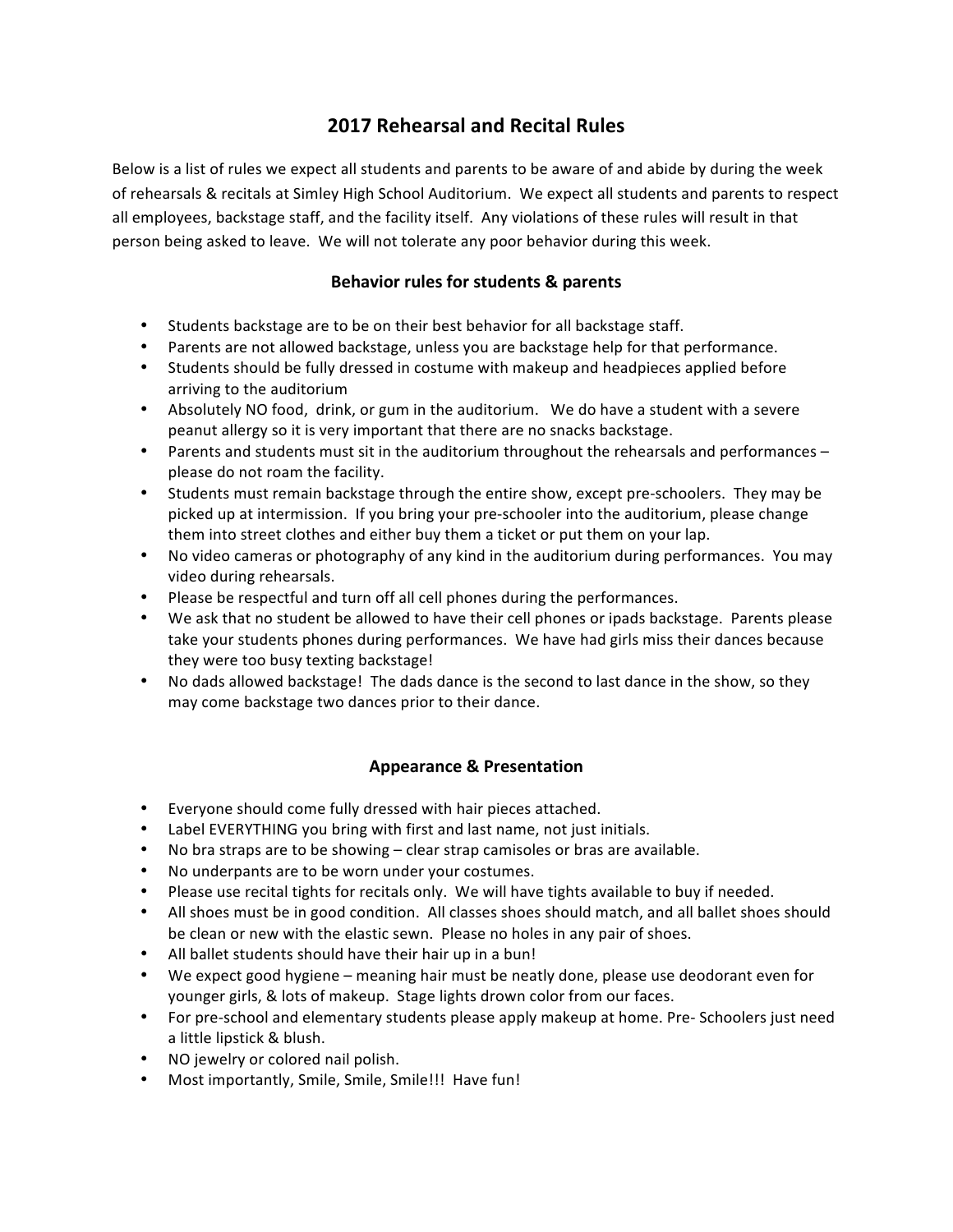# 2017 Rehearsal and Recital Rules

Below is a list of rules we expect all students and parents to be aware of and abide by during the week of rehearsals & recitals at Simley High School Auditorium. We expect all students and parents to respect all employees, backstage staff, and the facility itself. Any violations of these rules will result in that person being asked to leave. We will not tolerate any poor behavior during this week.

## Behavior rules for students & parents

- Students backstage are to be on their best behavior for all backstage staff.
- Parents are not allowed backstage, unless you are backstage help for that performance.
- Students should be fully dressed in costume with makeup and headpieces applied before arriving to the auditorium
- Absolutely NO food, drink, or gum in the auditorium. We do have a student with a severe peanut allergy so it is very important that there are no snacks backstage.
- Parents and students must sit in the auditorium throughout the rehearsals and performances – please do not roam the facility.
- Students must remain backstage through the entire show, except pre-schoolers. They may be picked up at intermission. If you bring your pre-schooler into the auditorium, please change them into street clothes and either buy them a ticket or put them on your lap.
- No video cameras or photography of any kind in the auditorium during performances. You may video during rehearsals.
- Please be respectful and turn off all cell phones during the performances.
- We ask that no student be allowed to have their cell phones or ipads backstage. Parents please take your students phones during performances. We have had girls miss their dances because they were too busy texting backstage!
- No dads allowed backstage! The dads dance is the second to last dance in the show, so they may come backstage two dances prior to their dance.

## Appearance & Presentation

- Everyone should come fully dressed with hair pieces attached.
- Label EVERYTHING you bring with first and last name, not just initials.
- No bra straps are to be showing – clear strap camisoles or bras are available.
- No underpants are to be worn under your costumes.
- Please use recital tights for recitals only. We will have tights available to buy if needed.
- All shoes must be in good condition. All classes shoes should match, and all ballet shoes should be clean or new with the elastic sewn. Please no holes in any pair of shoes.
- All ballet students should have their hair up in a bun!
- We expect good hygiene – meaning hair must be neatly done, please use deodorant even for younger girls, & lots of makeup. Stage lights drown color from our faces.
- For pre-school and elementary students please apply makeup at home. Pre- Schoolers just need a little lipstick & blush.
- NO jewelry or colored nail polish.
- Most importantly, Smile, Smile, Smile!!! Have fun!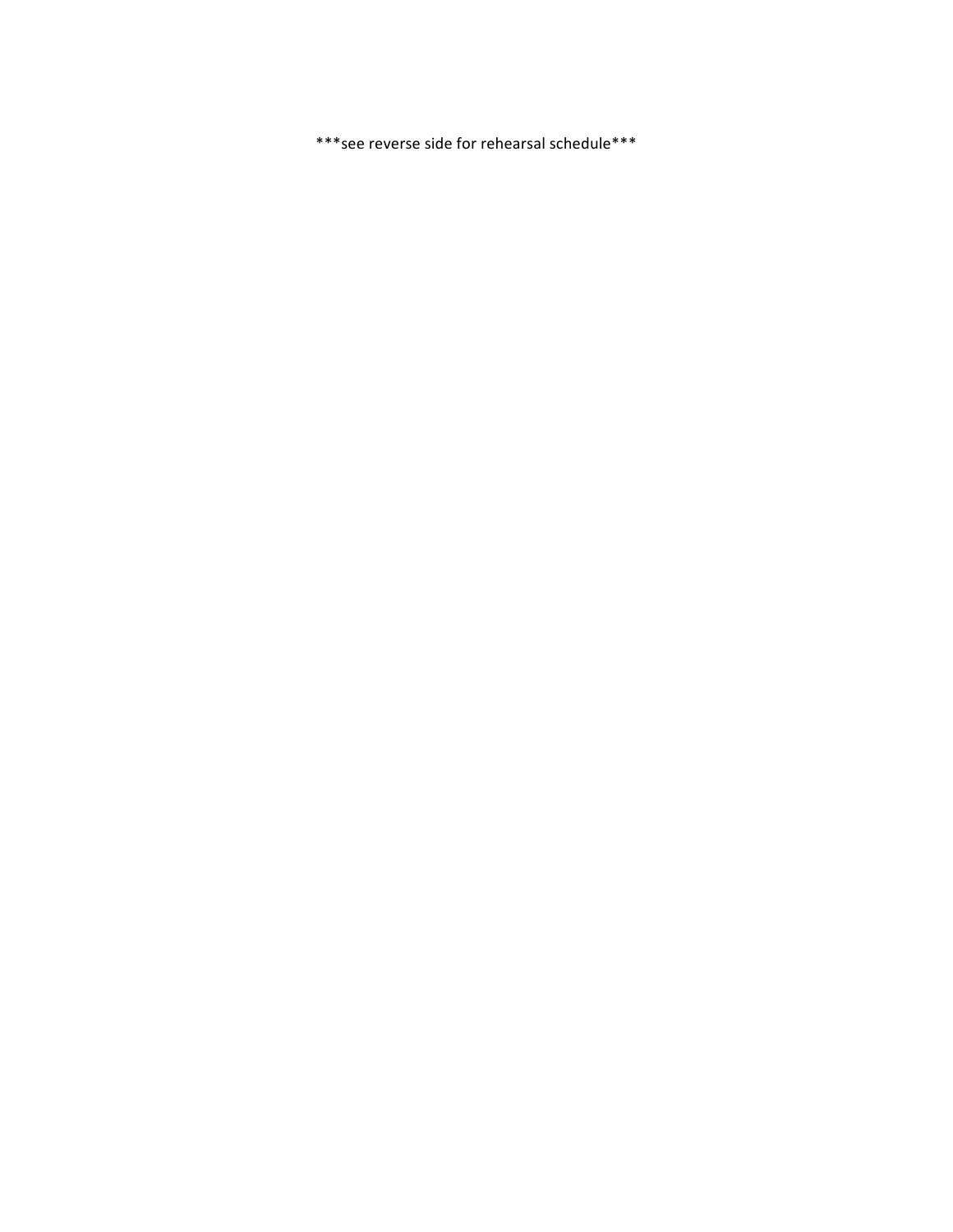***see reverse side for rehearsal schedule***